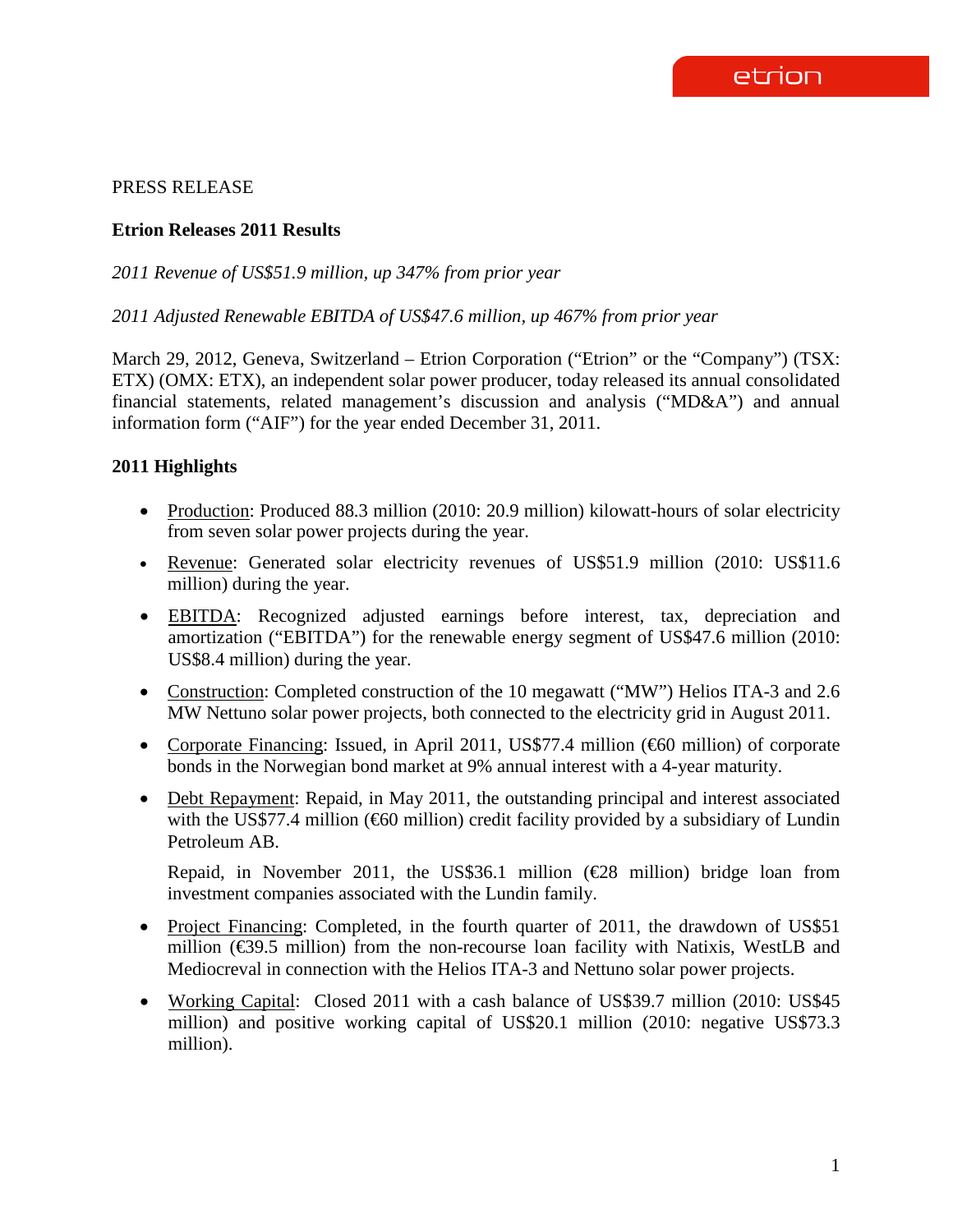PRESS RELEASE

**Etrion Releases 2011 Results**

*2011 Revenue of US$51.9 million, up 347% from prior year*

*2011 Adjusted Renewable EBITDA of US$47.6 million, up 467% from prior year*

March 29, 2012, Geneva, Switzerland – Etrion Corporation ("Etrion" or the "Company") (TSX: ETX) (OMX: ETX), an independent solar power producer, today released its annual consolidated financial statements, related management's discussion and analysis ("MD&A") and annual information form ("AIF") for the year ended December 31, 2011.

**2011 Highlights**

- Production: Produced 88.3 million (2010: 20.9 million) kilowatt-hours of solar electricity from seven solar power projects during the year.
- Revenue: Generated solar electricity revenues of US$51.9 million (2010: US$11.6 million) during the year.
- EBITDA: Recognized adjusted earnings before interest, tax, depreciation and amortization ("EBITDA") for the renewable energy segment of US$47.6 million (2010: US$8.4 million) during the year.
- Construction: Completed construction of the 10 megawatt ("MW") Helios ITA-3 and 2.6 MW Nettuno solar power projects, both connected to the electricity grid in August 2011.
- Corporate Financing: Issued, in April 2011, US$77.4 million (€60 million) of corporate bonds in the Norwegian bond market at 9% annual interest with a 4-year maturity.
- Debt Repayment: Repaid, in May 2011, the outstanding principal and interest associated with the US$77.4 million (€60 million) credit facility provided by a subsidiary of Lundin Petroleum AB.

  Repaid, in November 2011, the US$36.1 million (€28 million) bridge loan from investment companies associated with the Lundin family.
- Project Financing: Completed, in the fourth quarter of 2011, the drawdown of US$51 million (€39.5 million) from the non-recourse loan facility with Natixis, WestLB and Mediocreval in connection with the Helios ITA-3 and Nettuno solar power projects.
- Working Capital: Closed 2011 with a cash balance of US$39.7 million (2010: US$45 million) and positive working capital of US$20.1 million (2010: negative US$73.3 million).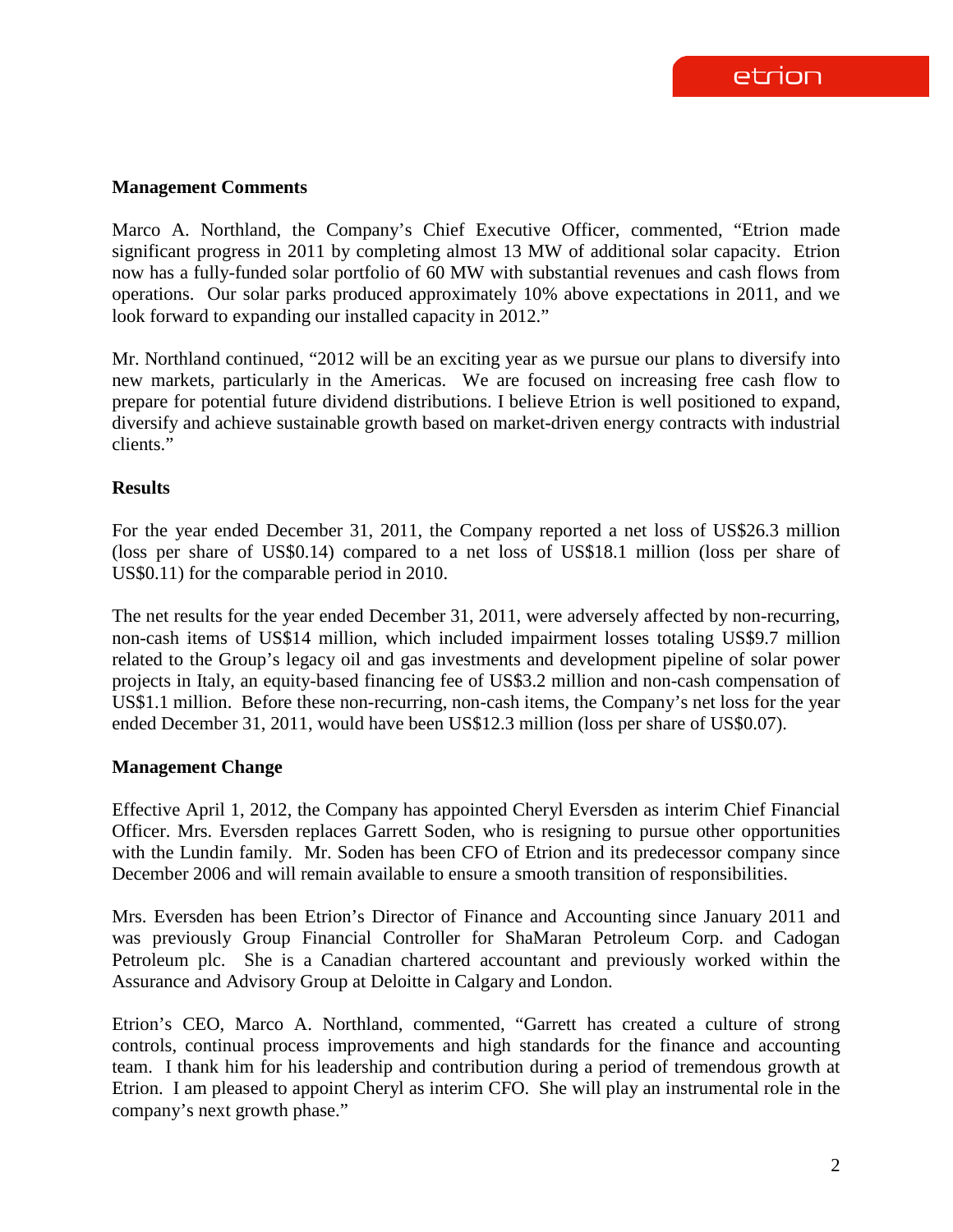### Management Comments

Marco A. Northland, the Company's Chief Executive Officer, commented, "Etrion made significant progress in 2011 by completing almost 13 MW of additional solar capacity. Etrion now has a fully-funded solar portfolio of 60 MW with substantial revenues and cash flows from operations. Our solar parks produced approximately 10% above expectations in 2011, and we look forward to expanding our installed capacity in 2012."

Mr. Northland continued, "2012 will be an exciting year as we pursue our plans to diversify into new markets, particularly in the Americas. We are focused on increasing free cash flow to prepare for potential future dividend distributions. I believe Etrion is well positioned to expand, diversify and achieve sustainable growth based on market-driven energy contracts with industrial clients."

### Results

For the year ended December 31, 2011, the Company reported a net loss of US$26.3 million (loss per share of US$0.14) compared to a net loss of US$18.1 million (loss per share of US$0.11) for the comparable period in 2010.

The net results for the year ended December 31, 2011, were adversely affected by non-recurring, non-cash items of US$14 million, which included impairment losses totaling US$9.7 million related to the Group's legacy oil and gas investments and development pipeline of solar power projects in Italy, an equity-based financing fee of US$3.2 million and non-cash compensation of US$1.1 million. Before these non-recurring, non-cash items, the Company's net loss for the year ended December 31, 2011, would have been US$12.3 million (loss per share of US$0.07).

### Management Change

Effective April 1, 2012, the Company has appointed Cheryl Eversden as interim Chief Financial Officer. Mrs. Eversden replaces Garrett Soden, who is resigning to pursue other opportunities with the Lundin family. Mr. Soden has been CFO of Etrion and its predecessor company since December 2006 and will remain available to ensure a smooth transition of responsibilities.

Mrs. Eversden has been Etrion's Director of Finance and Accounting since January 2011 and was previously Group Financial Controller for ShaMaran Petroleum Corp. and Cadogan Petroleum plc. She is a Canadian chartered accountant and previously worked within the Assurance and Advisory Group at Deloitte in Calgary and London.

Etrion's CEO, Marco A. Northland, commented, "Garrett has created a culture of strong controls, continual process improvements and high standards for the finance and accounting team. I thank him for his leadership and contribution during a period of tremendous growth at Etrion. I am pleased to appoint Cheryl as interim CFO. She will play an instrumental role in the company's next growth phase."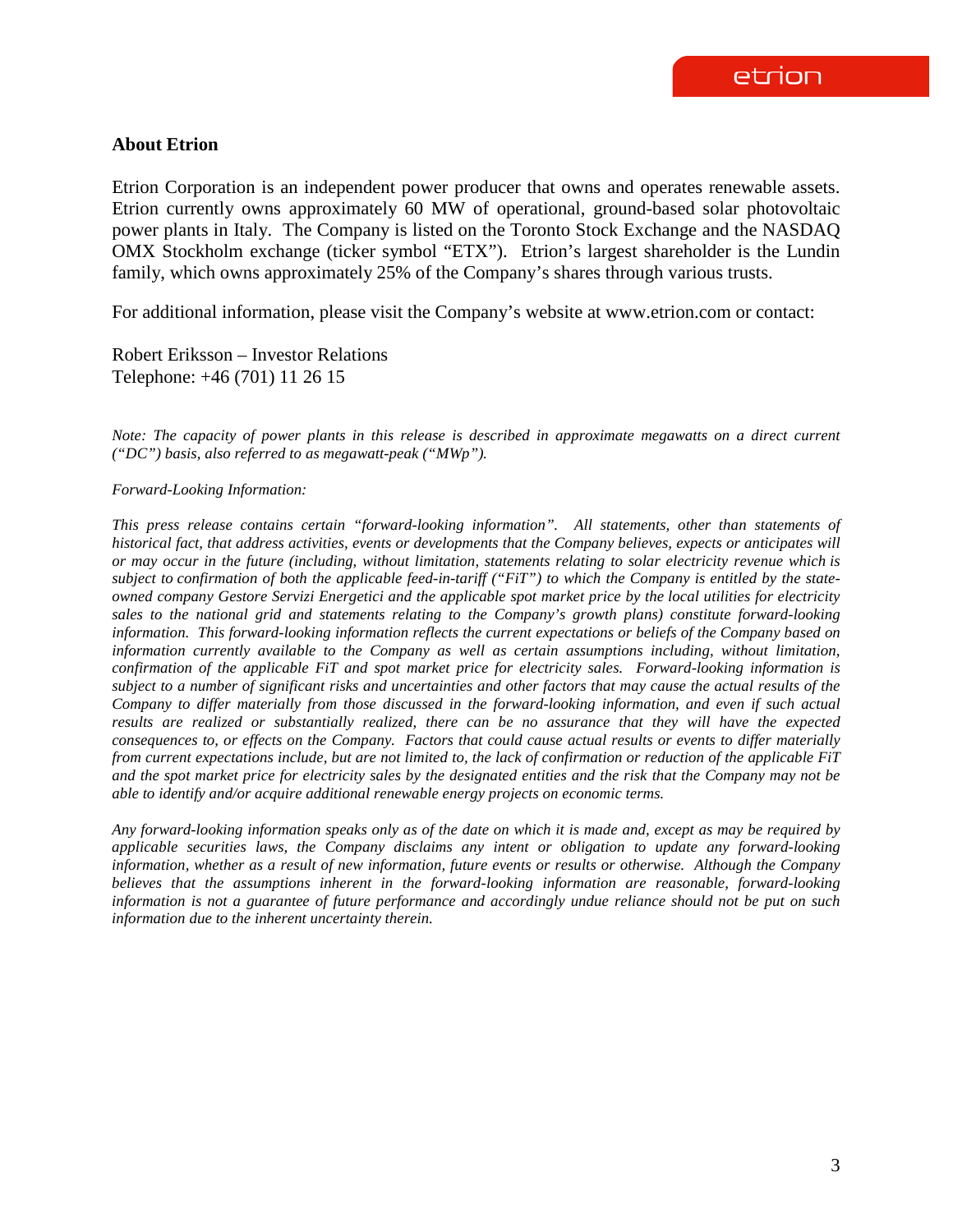## About Etrion

Etrion Corporation is an independent power producer that owns and operates renewable assets. Etrion currently owns approximately 60 MW of operational, ground-based solar photovoltaic power plants in Italy. The Company is listed on the Toronto Stock Exchange and the NASDAQ OMX Stockholm exchange (ticker symbol "ETX"). Etrion's largest shareholder is the Lundin family, which owns approximately 25% of the Company's shares through various trusts.

For additional information, please visit the Company's website at www.etrion.com or contact:

Robert Eriksson – Investor Relations
Telephone: +46 (701) 11 26 15

*Note: The capacity of power plants in this release is described in approximate megawatts on a direct current ("DC") basis, also referred to as megawatt-peak ("MWp").*

*Forward-Looking Information:*

*This press release contains certain "forward-looking information". All statements, other than statements of historical fact, that address activities, events or developments that the Company believes, expects or anticipates will or may occur in the future (including, without limitation, statements relating to solar electricity revenue which is subject to confirmation of both the applicable feed-in-tariff ("FiT") to which the Company is entitled by the state-owned company Gestore Servizi Energetici and the applicable spot market price by the local utilities for electricity sales to the national grid and statements relating to the Company's growth plans) constitute forward-looking information. This forward-looking information reflects the current expectations or beliefs of the Company based on information currently available to the Company as well as certain assumptions including, without limitation, confirmation of the applicable FiT and spot market price for electricity sales. Forward-looking information is subject to a number of significant risks and uncertainties and other factors that may cause the actual results of the Company to differ materially from those discussed in the forward-looking information, and even if such actual results are realized or substantially realized, there can be no assurance that they will have the expected consequences to, or effects on the Company. Factors that could cause actual results or events to differ materially from current expectations include, but are not limited to, the lack of confirmation or reduction of the applicable FiT and the spot market price for electricity sales by the designated entities and the risk that the Company may not be able to identify and/or acquire additional renewable energy projects on economic terms.*

*Any forward-looking information speaks only as of the date on which it is made and, except as may be required by applicable securities laws, the Company disclaims any intent or obligation to update any forward-looking information, whether as a result of new information, future events or results or otherwise. Although the Company believes that the assumptions inherent in the forward-looking information are reasonable, forward-looking information is not a guarantee of future performance and accordingly undue reliance should not be put on such information due to the inherent uncertainty therein.*